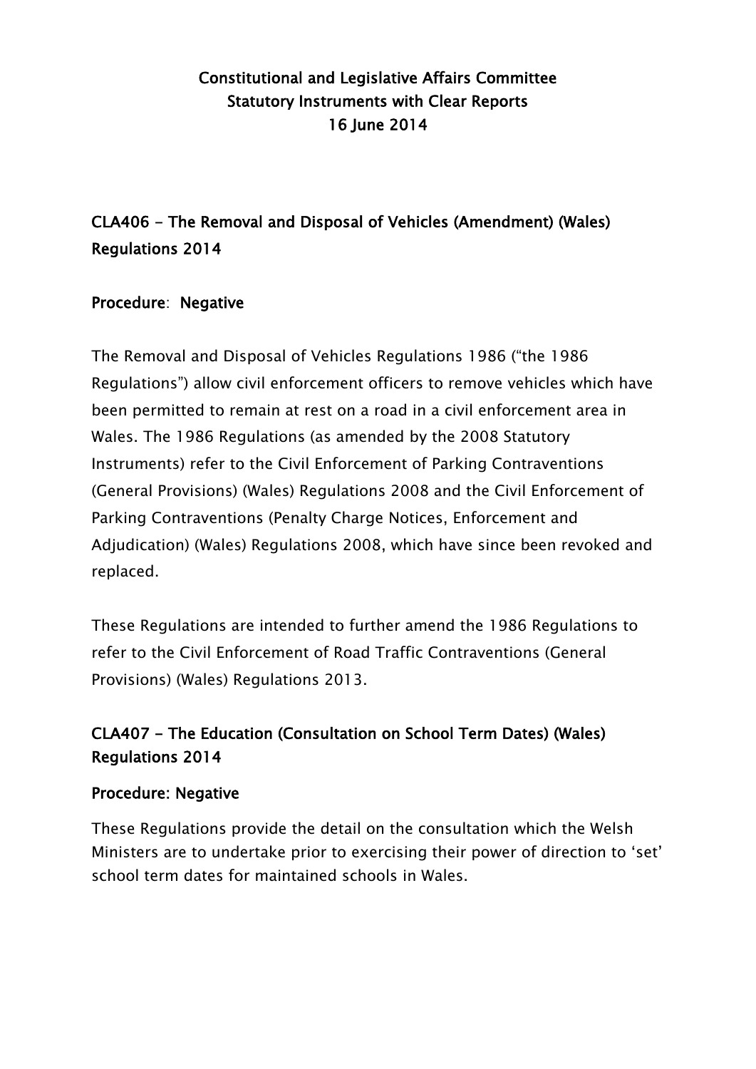# Constitutional and Legislative Affairs Committee
# Statutory Instruments with Clear Reports
# 16 June 2014

## CLA406 - The Removal and Disposal of Vehicles (Amendment) (Wales) Regulations 2014

**Procedure**: **Negative**

The Removal and Disposal of Vehicles Regulations 1986 ("the 1986 Regulations") allow civil enforcement officers to remove vehicles which have been permitted to remain at rest on a road in a civil enforcement area in Wales. The 1986 Regulations (as amended by the 2008 Statutory Instruments) refer to the Civil Enforcement of Parking Contraventions (General Provisions) (Wales) Regulations 2008 and the Civil Enforcement of Parking Contraventions (Penalty Charge Notices, Enforcement and Adjudication) (Wales) Regulations 2008, which have since been revoked and replaced.

These Regulations are intended to further amend the 1986 Regulations to refer to the Civil Enforcement of Road Traffic Contraventions (General Provisions) (Wales) Regulations 2013.

## CLA407 - The Education (Consultation on School Term Dates) (Wales) Regulations 2014

**Procedure: Negative**

These Regulations provide the detail on the consultation which the Welsh Ministers are to undertake prior to exercising their power of direction to 'set' school term dates for maintained schools in Wales.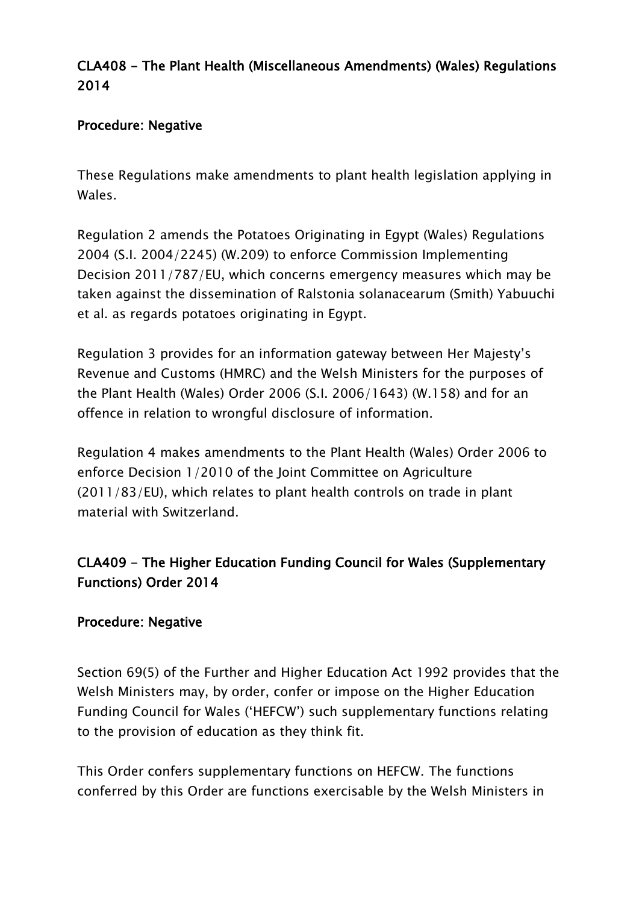## CLA408 - The Plant Health (Miscellaneous Amendments) (Wales) Regulations 2014

### Procedure: Negative

These Regulations make amendments to plant health legislation applying in Wales.

Regulation 2 amends the Potatoes Originating in Egypt (Wales) Regulations 2004 (S.I. 2004/2245) (W.209) to enforce Commission Implementing Decision 2011/787/EU, which concerns emergency measures which may be taken against the dissemination of Ralstonia solanacearum (Smith) Yabuuchi et al. as regards potatoes originating in Egypt.

Regulation 3 provides for an information gateway between Her Majesty's Revenue and Customs (HMRC) and the Welsh Ministers for the purposes of the Plant Health (Wales) Order 2006 (S.I. 2006/1643) (W.158) and for an offence in relation to wrongful disclosure of information.

Regulation 4 makes amendments to the Plant Health (Wales) Order 2006 to enforce Decision 1/2010 of the Joint Committee on Agriculture (2011/83/EU), which relates to plant health controls on trade in plant material with Switzerland.

## CLA409 - The Higher Education Funding Council for Wales (Supplementary Functions) Order 2014

### Procedure: Negative

Section 69(5) of the Further and Higher Education Act 1992 provides that the Welsh Ministers may, by order, confer or impose on the Higher Education Funding Council for Wales ('HEFCW') such supplementary functions relating to the provision of education as they think fit.

This Order confers supplementary functions on HEFCW. The functions conferred by this Order are functions exercisable by the Welsh Ministers in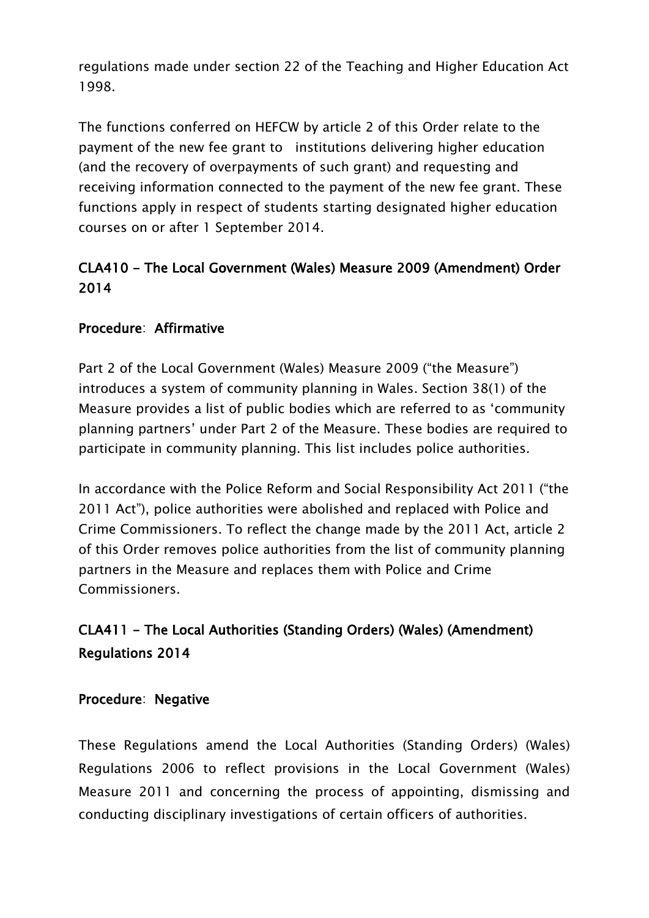regulations made under section 22 of the Teaching and Higher Education Act 1998.

The functions conferred on HEFCW by article 2 of this Order relate to the payment of the new fee grant to institutions delivering higher education (and the recovery of overpayments of such grant) and requesting and receiving information connected to the payment of the new fee grant. These functions apply in respect of students starting designated higher education courses on or after 1 September 2014.

## CLA410 - The Local Government (Wales) Measure 2009 (Amendment) Order 2014

**Procedure**: **Affirmative**

Part 2 of the Local Government (Wales) Measure 2009 ("the Measure") introduces a system of community planning in Wales. Section 38(1) of the Measure provides a list of public bodies which are referred to as 'community planning partners' under Part 2 of the Measure. These bodies are required to participate in community planning. This list includes police authorities.

In accordance with the Police Reform and Social Responsibility Act 2011 ("the 2011 Act"), police authorities were abolished and replaced with Police and Crime Commissioners. To reflect the change made by the 2011 Act, article 2 of this Order removes police authorities from the list of community planning partners in the Measure and replaces them with Police and Crime Commissioners.

## CLA411 - The Local Authorities (Standing Orders) (Wales) (Amendment) Regulations 2014

**Procedure**: **Negative**

These Regulations amend the Local Authorities (Standing Orders) (Wales) Regulations 2006 to reflect provisions in the Local Government (Wales) Measure 2011 and concerning the process of appointing, dismissing and conducting disciplinary investigations of certain officers of authorities.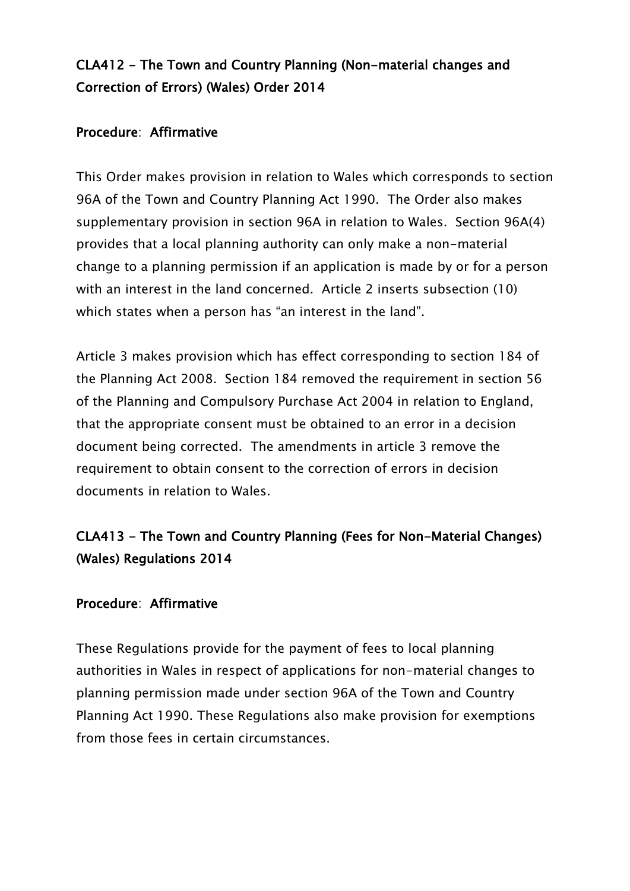## CLA412 - The Town and Country Planning (Non-material changes and Correction of Errors) (Wales) Order 2014

**Procedure**: **Affirmative**

This Order makes provision in relation to Wales which corresponds to section 96A of the Town and Country Planning Act 1990. The Order also makes supplementary provision in section 96A in relation to Wales. Section 96A(4) provides that a local planning authority can only make a non-material change to a planning permission if an application is made by or for a person with an interest in the land concerned. Article 2 inserts subsection (10) which states when a person has "an interest in the land".

Article 3 makes provision which has effect corresponding to section 184 of the Planning Act 2008. Section 184 removed the requirement in section 56 of the Planning and Compulsory Purchase Act 2004 in relation to England, that the appropriate consent must be obtained to an error in a decision document being corrected. The amendments in article 3 remove the requirement to obtain consent to the correction of errors in decision documents in relation to Wales.

## CLA413 - The Town and Country Planning (Fees for Non-Material Changes) (Wales) Regulations 2014

**Procedure**: **Affirmative**

These Regulations provide for the payment of fees to local planning authorities in Wales in respect of applications for non-material changes to planning permission made under section 96A of the Town and Country Planning Act 1990. These Regulations also make provision for exemptions from those fees in certain circumstances.